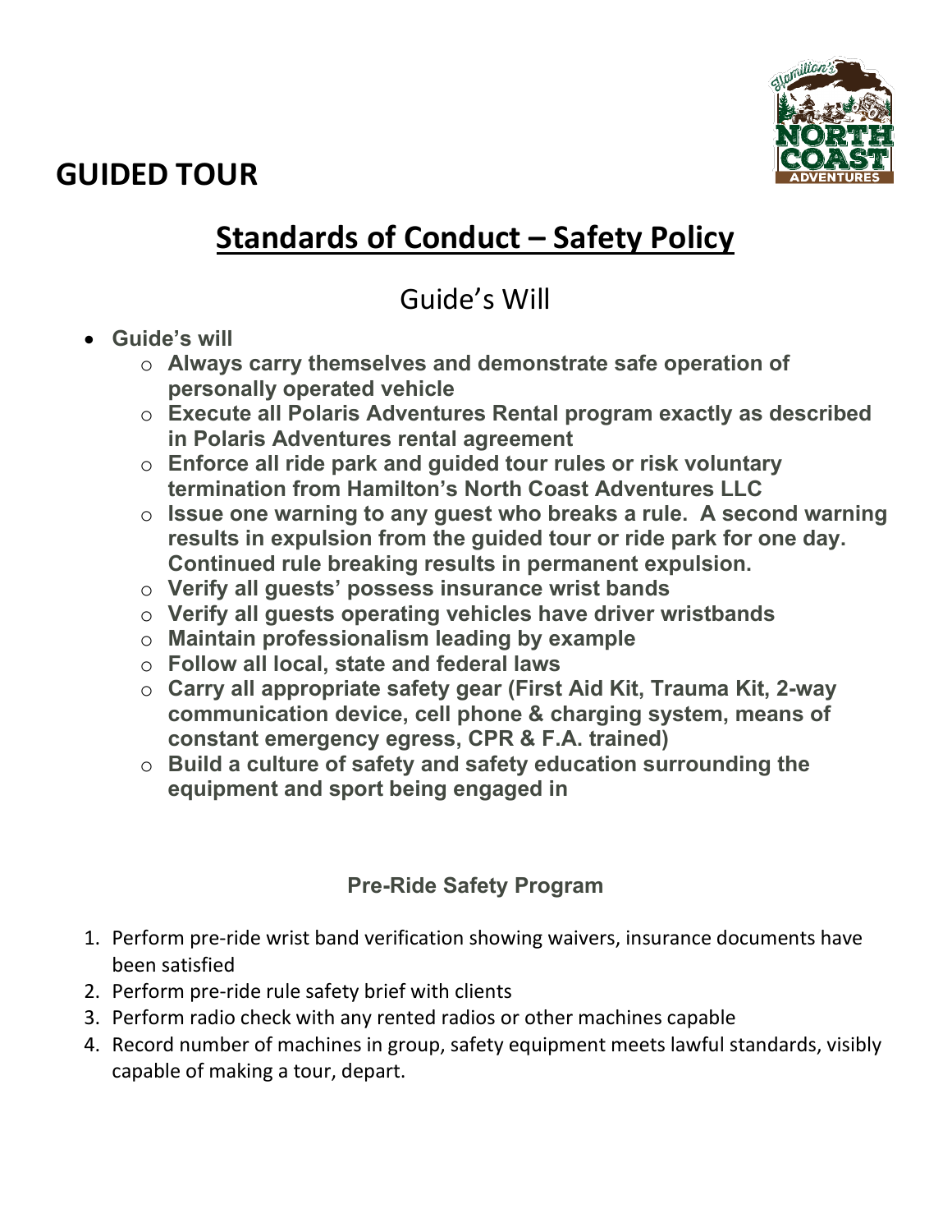# GUIDED TOUR

## Standards of Conduct – Safety Policy

### Guide's Will

- **Guide's will**
  - **Always carry themselves and demonstrate safe operation of personally operated vehicle**
  - **Execute all Polaris Adventures Rental program exactly as described in Polaris Adventures rental agreement**
  - **Enforce all ride park and guided tour rules or risk voluntary termination from Hamilton's North Coast Adventures LLC**
  - **Issue one warning to any guest who breaks a rule. A second warning results in expulsion from the guided tour or ride park for one day. Continued rule breaking results in permanent expulsion.**
  - **Verify all guests' possess insurance wrist bands**
  - **Verify all guests operating vehicles have driver wristbands**
  - **Maintain professionalism leading by example**
  - **Follow all local, state and federal laws**
  - **Carry all appropriate safety gear (First Aid Kit, Trauma Kit, 2-way communication device, cell phone & charging system, means of constant emergency egress, CPR & F.A. trained)**
  - **Build a culture of safety and safety education surrounding the equipment and sport being engaged in**

**Pre-Ride Safety Program**

1. Perform pre-ride wrist band verification showing waivers, insurance documents have been satisfied
2. Perform pre-ride rule safety brief with clients
3. Perform radio check with any rented radios or other machines capable
4. Record number of machines in group, safety equipment meets lawful standards, visibly capable of making a tour, depart.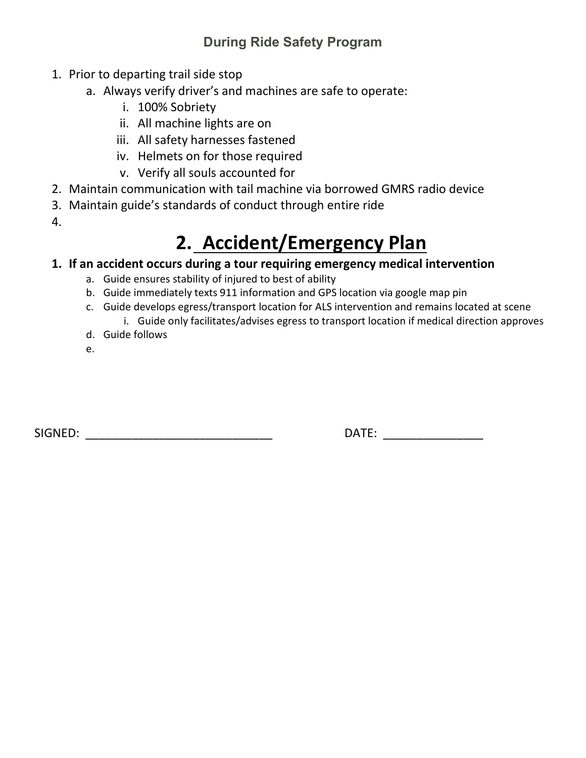### During Ride Safety Program

1. Prior to departing trail side stop
   a. Always verify driver's and machines are safe to operate:
      i. 100% Sobriety
      ii. All machine lights are on
      iii. All safety harnesses fastened
      iv. Helmets on for those required
      v. Verify all souls accounted for
2. Maintain communication with tail machine via borrowed GMRS radio device
3. Maintain guide's standards of conduct through entire ride
4.

# 2. Accident/Emergency Plan

**1. If an accident occurs during a tour requiring emergency medical intervention**
   a. Guide ensures stability of injured to best of ability
   b. Guide immediately texts 911 information and GPS location via google map pin
   c. Guide develops egress/transport location for ALS intervention and remains located at scene
      i. Guide only facilitates/advises egress to transport location if medical direction approves
   d. Guide follows
   e.

SIGNED: ____________________________ DATE: _______________